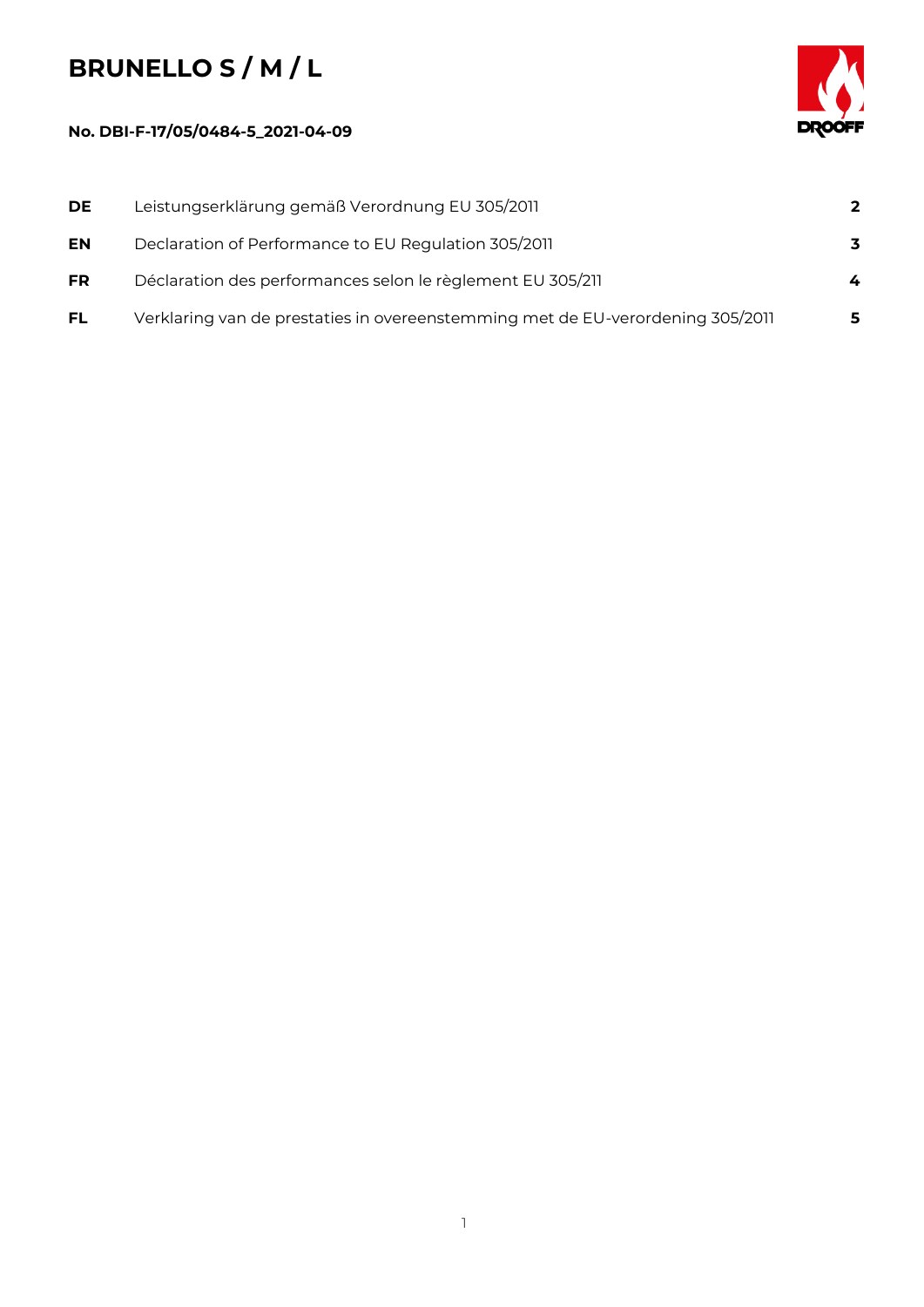# BRUNELLO S / M / L

**No. DBI-F-17/05/0484-5_2021-04-09**

| | | |
|---|---|---|
| **DE** | Leistungserklärung gemäß Verordnung EU 305/2011 | **2** |
| **EN** | Declaration of Performance to EU Regulation 305/2011 | **3** |
| **FR** | Déclaration des performances selon le règlement EU 305/211 | **4** |
| **FL** | Verklaring van de prestaties in overeenstemming met de EU-verordening 305/2011 | **5** |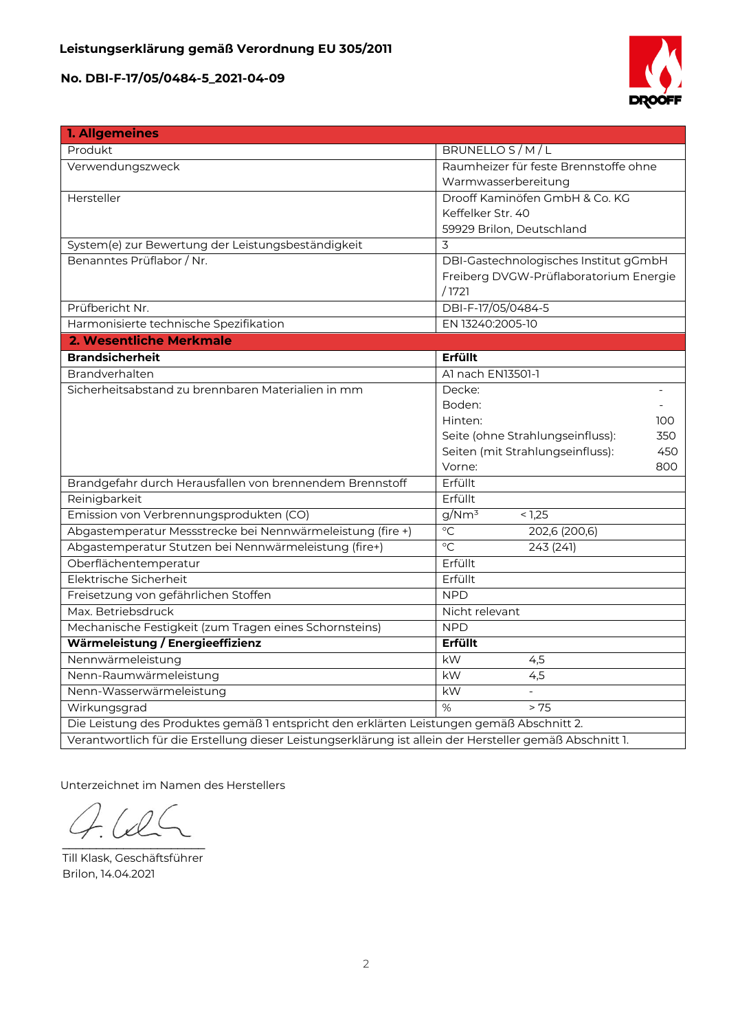**Leistungserklärung gemäß Verordnung EU 305/2011**

**No. DBI-F-17/05/0484-5_2021-04-09**

| **1. Allgemeines** | |
|---|---|
| Produkt | BRUNELLO S / M / L |
| Verwendungszweck | Raumheizer für feste Brennstoffe ohne Warmwasserbereitung |
| Hersteller | Drooff Kaminöfen GmbH & Co. KG<br>Keffelker Str. 40<br>59929 Brilon, Deutschland |
| System(e) zur Bewertung der Leistungsbeständigkeit | 3 |
| Benanntes Prüflabor / Nr. | DBI-Gastechnologisches Institut gGmbH Freiberg DVGW-Prüflaboratorium Energie / 1721 |
| Prüfbericht Nr. | DBI-F-17/05/0484-5 |
| Harmonisierte technische Spezifikation | EN 13240:2005-10 |
| **2. Wesentliche Merkmale** | |
| **Brandsicherheit** | **Erfüllt** |
| Brandverhalten | A1 nach EN13501-1 |
| Sicherheitsabstand zu brennbaren Materialien in mm | Decke: -<br>Boden: -<br>Hinten: 100<br>Seite (ohne Strahlungseinfluss): 350<br>Seiten (mit Strahlungseinfluss): 450<br>Vorne: 800 |
| Brandgefahr durch Herausfallen von brennendem Brennstoff | Erfüllt |
| Reinigbarkeit | Erfüllt |
| Emission von Verbrennungsprodukten (CO) | g/Nm³ < 1,25 |
| Abgastemperatur Messstrecke bei Nennwärmeleistung (fire +) | °C 202,6 (200,6) |
| Abgastemperatur Stutzen bei Nennwärmeleistung (fire+) | °C 243 (241) |
| Oberflächentemperatur | Erfüllt |
| Elektrische Sicherheit | Erfüllt |
| Freisetzung von gefährlichen Stoffen | NPD |
| Max. Betriebsdruck | Nicht relevant |
| Mechanische Festigkeit (zum Tragen eines Schornsteins) | NPD |
| **Wärmeleistung / Energieeffizienz** | **Erfüllt** |
| Nennwärmeleistung | kW 4,5 |
| Nenn-Raumwärmeleistung | kW 4,5 |
| Nenn-Wasserwärmeleistung | kW - |
| Wirkungsgrad | % > 75 |
| Die Leistung des Produktes gemäß 1 entspricht den erklärten Leistungen gemäß Abschnitt 2. | |
| Verantwortlich für die Erstellung dieser Leistungserklärung ist allein der Hersteller gemäß Abschnitt 1. | |

Unterzeichnet im Namen des Herstellers

Till Klask, Geschäftsführer
Brilon, 14.04.2021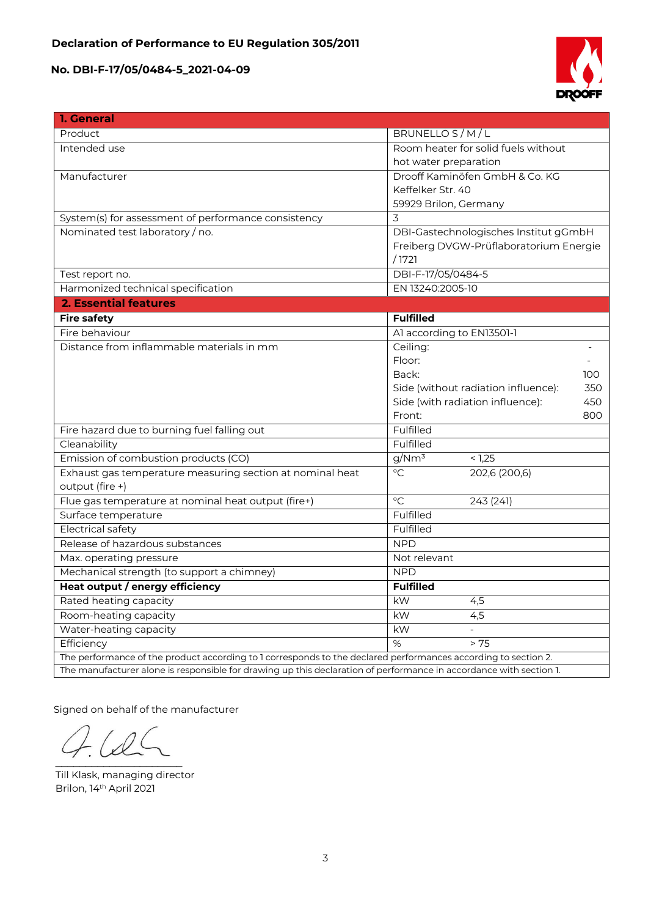**Declaration of Performance to EU Regulation 305/2011**

**No. DBI-F-17/05/0484-5_2021-04-09**

| **1. General** | |
|---|---|
| Product | BRUNELLO S / M / L |
| Intended use | Room heater for solid fuels without hot water preparation |
| Manufacturer | Drooff Kaminöfen GmbH & Co. KG<br>Keffelker Str. 40<br>59929 Brilon, Germany |
| System(s) for assessment of performance consistency | 3 |
| Nominated test laboratory / no. | DBI-Gastechnologisches Institut gGmbH Freiberg DVGW-Prüflaboratorium Energie / 1721 |
| Test report no. | DBI-F-17/05/0484-5 |
| Harmonized technical specification | EN 13240:2005-10 |
| **2. Essential features** | |
| **Fire safety** | **Fulfilled** |
| Fire behaviour | A1 according to EN13501-1 |
| Distance from inflammable materials in mm | Ceiling: -<br>Floor: -<br>Back: 100<br>Side (without radiation influence): 350<br>Side (with radiation influence): 450<br>Front: 800 |
| Fire hazard due to burning fuel falling out | Fulfilled |
| Cleanability | Fulfilled |
| Emission of combustion products (CO) | g/Nm³ < 1,25 |
| Exhaust gas temperature measuring section at nominal heat output (fire +) | °C 202,6 (200,6) |
| Flue gas temperature at nominal heat output (fire+) | °C 243 (241) |
| Surface temperature | Fulfilled |
| Electrical safety | Fulfilled |
| Release of hazardous substances | NPD |
| Max. operating pressure | Not relevant |
| Mechanical strength (to support a chimney) | NPD |
| **Heat output / energy efficiency** | **Fulfilled** |
| Rated heating capacity | kW 4,5 |
| Room-heating capacity | kW 4,5 |
| Water-heating capacity | kW - |
| Efficiency | % > 75 |
| The performance of the product according to 1 corresponds to the declared performances according to section 2. | |
| The manufacturer alone is responsible for drawing up this declaration of performance in accordance with section 1. | |

Signed on behalf of the manufacturer

Till Klask, managing director
Brilon, 14th April 2021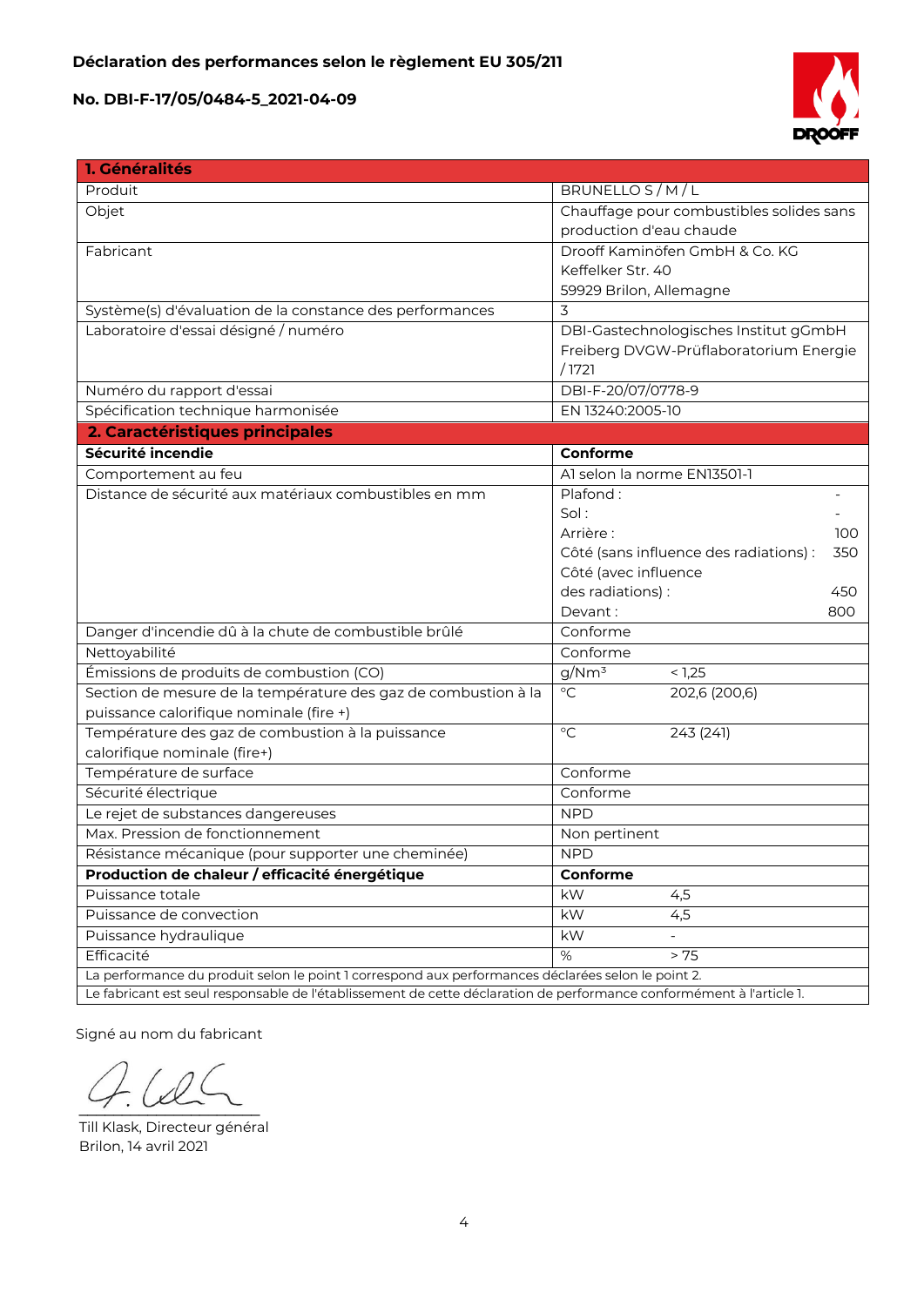**Déclaration des performances selon le règlement EU 305/211**

**No. DBI-F-17/05/0484-5_2021-04-09**

| **1. Généralités** | |
|---|---|
| Produit | BRUNELLO S / M / L |
| Objet | Chauffage pour combustibles solides sans production d'eau chaude |
| Fabricant | Drooff Kaminöfen GmbH & Co. KG<br>Keffelker Str. 40<br>59929 Brilon, Allemagne |
| Système(s) d'évaluation de la constance des performances | 3 |
| Laboratoire d'essai désigné / numéro | DBI-Gastechnologisches Institut gGmbH Freiberg DVGW-Prüflaboratorium Energie / 1721 |
| Numéro du rapport d'essai | DBI-F-20/07/0778-9 |
| Spécification technique harmonisée | EN 13240:2005-10 |
| **2. Caractéristiques principales** | |
| **Sécurité incendie** | **Conforme** |
| Comportement au feu | A1 selon la norme EN13501-1 |
| Distance de sécurité aux matériaux combustibles en mm | Plafond : -<br>Sol : -<br>Arrière : 100<br>Côté (sans influence des radiations) : 350<br>Côté (avec influence des radiations) : 450<br>Devant : 800 |
| Danger d'incendie dû à la chute de combustible brûlé | Conforme |
| Nettoyabilité | Conforme |
| Émissions de produits de combustion (CO) | $g/Nm^3$ < 1,25 |
| Section de mesure de la température des gaz de combustion à la puissance calorifique nominale (fire +) | °C 202,6 (200,6) |
| Température des gaz de combustion à la puissance calorifique nominale (fire+) | °C 243 (241) |
| Température de surface | Conforme |
| Sécurité électrique | Conforme |
| Le rejet de substances dangereuses | NPD |
| Max. Pression de fonctionnement | Non pertinent |
| Résistance mécanique (pour supporter une cheminée) | NPD |
| **Production de chaleur / efficacité énergétique** | **Conforme** |
| Puissance totale | kW 4,5 |
| Puissance de convection | kW 4,5 |
| Puissance hydraulique | kW - |
| Efficacité | % > 75 |
| La performance du produit selon le point 1 correspond aux performances déclarées selon le point 2. | |
| Le fabricant est seul responsable de l'établissement de cette déclaration de performance conformément à l'article 1. | |

Signé au nom du fabricant

Till Klask, Directeur général
Brilon, 14 avril 2021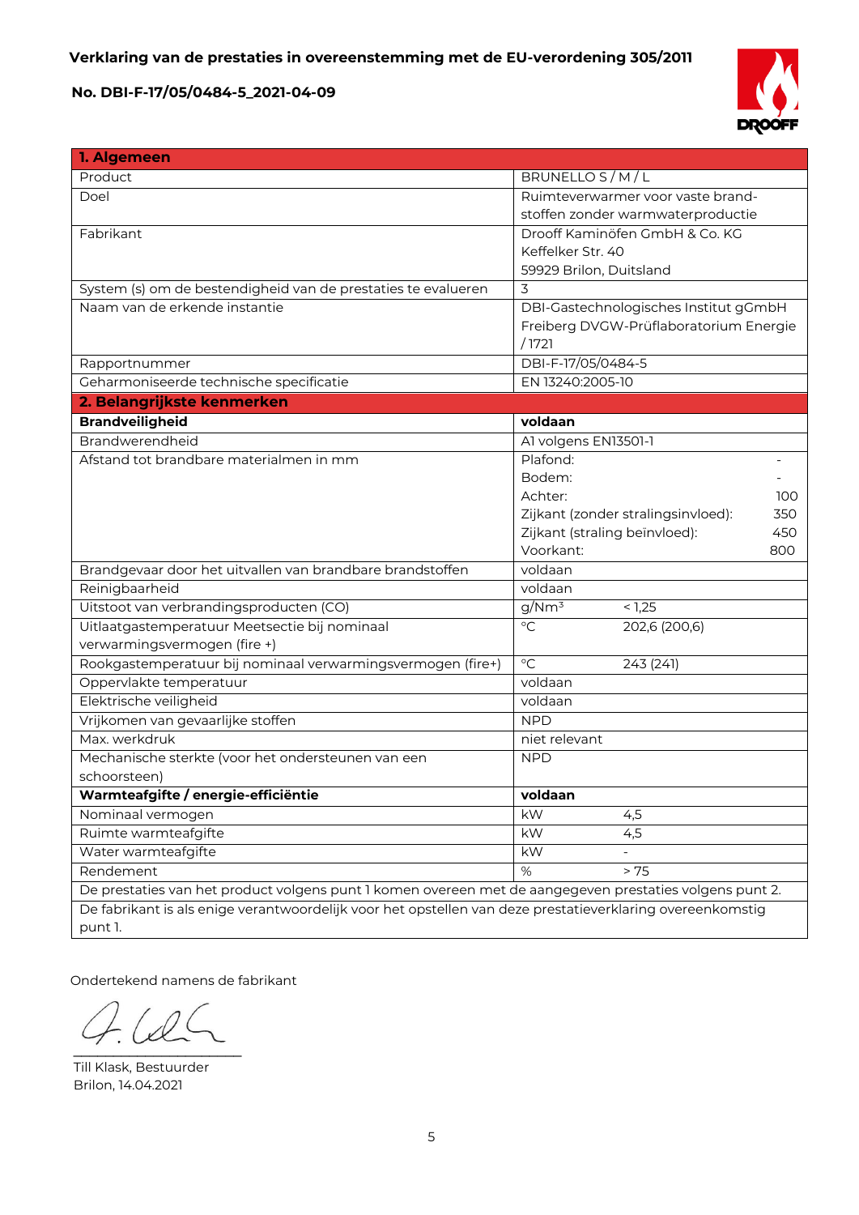**Verklaring van de prestaties in overeenstemming met de EU-verordening 305/2011**

**No. DBI-F-17/05/0484-5_2021-04-09**

| **1. Algemeen** | | |
|---|---|---|
| Product | BRUNELLO S / M / L | |
| Doel | Ruimteverwarmer voor vaste brand- stoffen zonder warmwaterproductie | |
| Fabrikant | Drooff Kaminöfen GmbH & Co. KG<br>Keffelker Str. 40<br>59929 Brilon, Duitsland | |
| System (s) om de bestendigheid van de prestaties te evalueren | 3 | |
| Naam van de erkende instantie | DBI-Gastechnologisches Institut gGmbH Freiberg DVGW-Prüflaboratorium Energie / 1721 | |
| Rapportnummer | DBI-F-17/05/0484-5 | |
| Geharmoniseerde technische specificatie | EN 13240:2005-10 | |
| **2. Belangrijkste kenmerken** | | |
| **Brandveiligheid** | **voldaan** | |
| Brandwerendheid | A1 volgens EN13501-1 | |
| Afstand tot brandbare materialmen in mm | Plafond:<br>Bodem:<br>Achter:<br>Zijkant (zonder stralingsinvloed):<br>Zijkant (straling beïnvloed):<br>Voorkant: | -<br>-<br>100<br>350<br>450<br>800 |
| Brandgevaar door het uitvallen van brandbare brandstoffen | voldaan | |
| Reinigbaarheid | voldaan | |
| Uitstoot van verbrandingsproducten (CO) | g/Nm³ | < 1,25 |
| Uitlaatgastemperatuur Meetsectie bij nominaal verwarmingsvermogen (fire +) | °C | 202,6 (200,6) |
| Rookgastemperatuur bij nominaal verwarmingsvermogen (fire+) | °C | 243 (241) |
| Oppervlakte temperatuur | voldaan | |
| Elektrische veiligheid | voldaan | |
| Vrijkomen van gevaarlijke stoffen | NPD | |
| Max. werkdruk | niet relevant | |
| Mechanische sterkte (voor het ondersteunen van een schoorsteen) | NPD | |
| **Warmteafgifte / energie-efficiëntie** | **voldaan** | |
| Nominaal vermogen | kW | 4,5 |
| Ruimte warmteafgifte | kW | 4,5 |
| Water warmteafgifte | kW | - |
| Rendement | % | > 75 |
| De prestaties van het product volgens punt 1 komen overeen met de aangegeven prestaties volgens punt 2. | | |
| De fabrikant is als enige verantwoordelijk voor het opstellen van deze prestatieverklaring overeenkomstig punt 1. | | |

Ondertekend namens de fabrikant

Till Klask, Bestuurder
Brilon, 14.04.2021